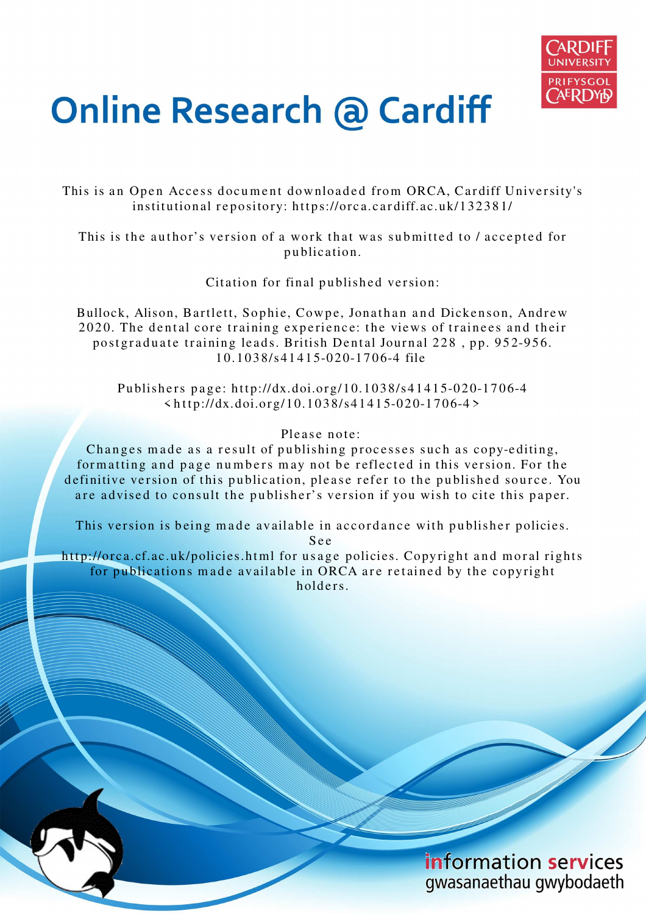# Online Research @ Cardiff

This is an Open Access document downloaded from ORCA, Cardiff University's institutional repository: https://orca.cardiff.ac.uk/132381/

This is the author's version of a work that was submitted to / accepted for publication.

Citation for final published version:

Bullock, Alison, Bartlett, Sophie, Cowpe, Jonathan and Dickenson, Andrew 2020. The dental core training experience: the views of trainees and their postgraduate training leads. British Dental Journal 228 , pp. 952-956. 10.1038/s41415-020-1706-4 file

Publishers page: http://dx.doi.org/10.1038/s41415-020-1706-4 <http://dx.doi.org/10.1038/s41415-020-1706-4>

Please note:
Changes made as a result of publishing processes such as copy-editing, formatting and page numbers may not be reflected in this version. For the definitive version of this publication, please refer to the published source. You are advised to consult the publisher's version if you wish to cite this paper.

This version is being made available in accordance with publisher policies. See http://orca.cf.ac.uk/policies.html for usage policies. Copyright and moral rights for publications made available in ORCA are retained by the copyright holders.

information services
gwasanaethau gwybodaeth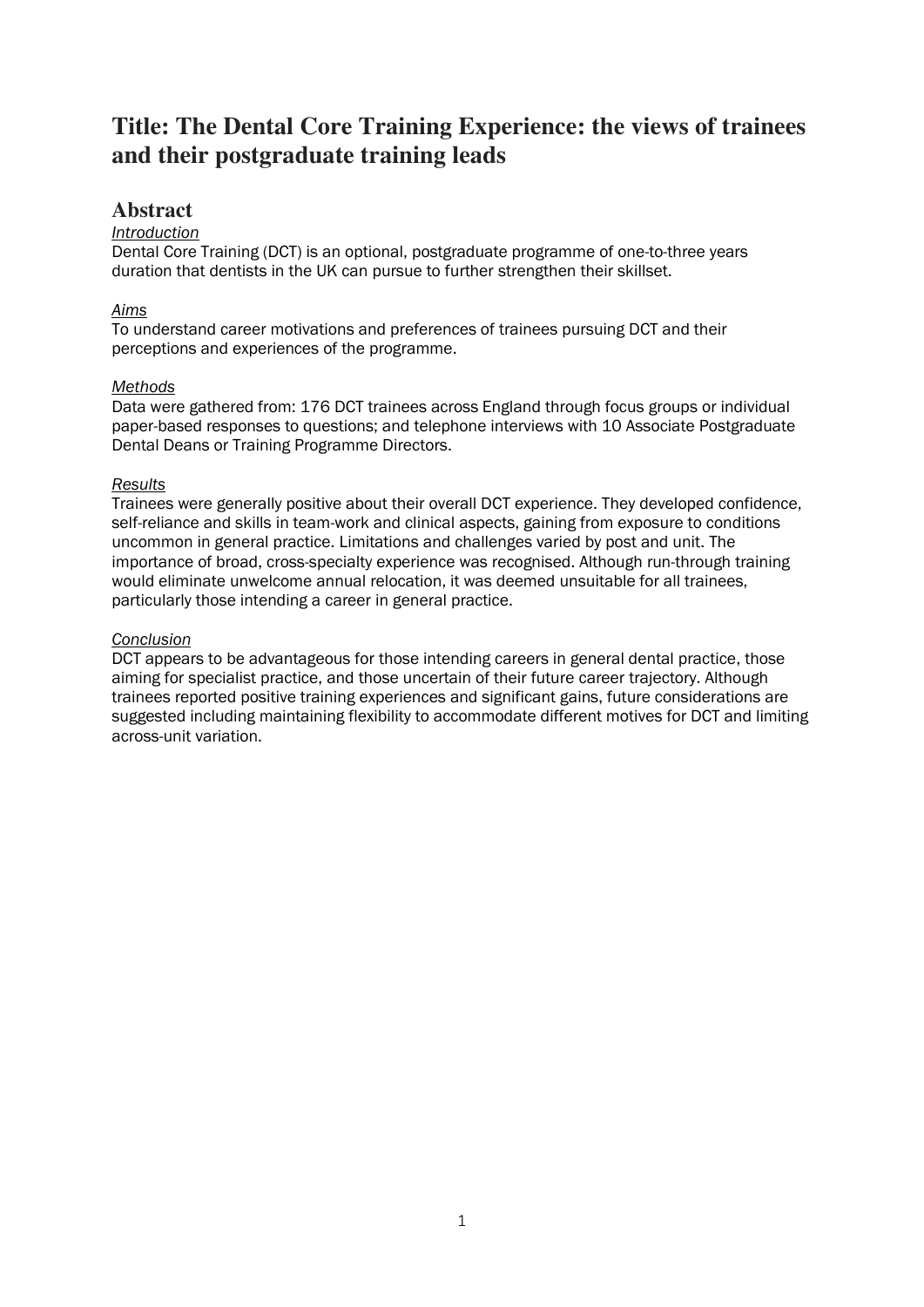# Title: The Dental Core Training Experience: the views of trainees and their postgraduate training leads

## Abstract

*Introduction*

Dental Core Training (DCT) is an optional, postgraduate programme of one-to-three years duration that dentists in the UK can pursue to further strengthen their skillset.

*Aims*

To understand career motivations and preferences of trainees pursuing DCT and their perceptions and experiences of the programme.

*Methods*

Data were gathered from: 176 DCT trainees across England through focus groups or individual paper-based responses to questions; and telephone interviews with 10 Associate Postgraduate Dental Deans or Training Programme Directors.

*Results*

Trainees were generally positive about their overall DCT experience. They developed confidence, self-reliance and skills in team-work and clinical aspects, gaining from exposure to conditions uncommon in general practice. Limitations and challenges varied by post and unit. The importance of broad, cross-specialty experience was recognised. Although run-through training would eliminate unwelcome annual relocation, it was deemed unsuitable for all trainees, particularly those intending a career in general practice.

*Conclusion*

DCT appears to be advantageous for those intending careers in general dental practice, those aiming for specialist practice, and those uncertain of their future career trajectory. Although trainees reported positive training experiences and significant gains, future considerations are suggested including maintaining flexibility to accommodate different motives for DCT and limiting across-unit variation.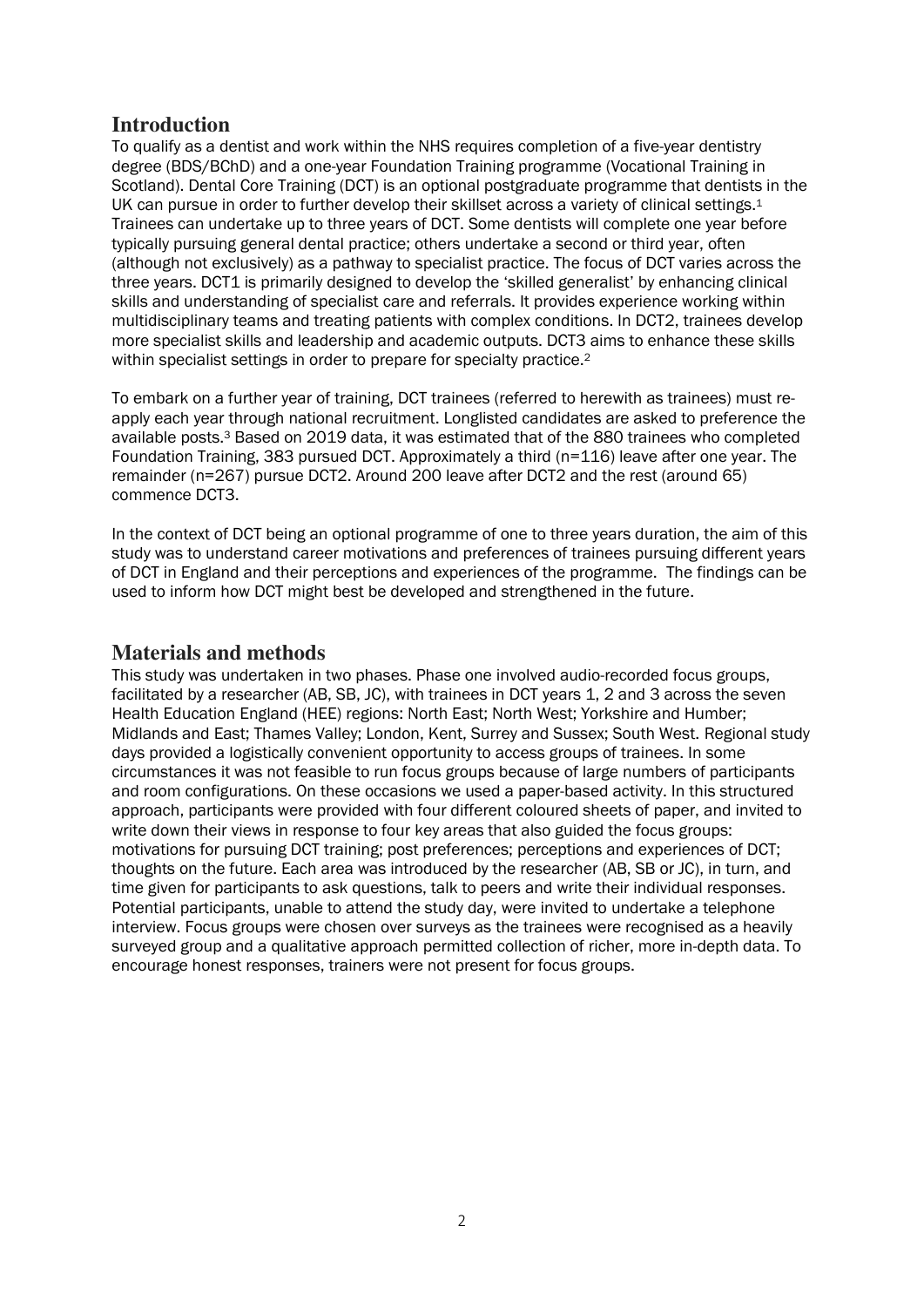## Introduction

To qualify as a dentist and work within the NHS requires completion of a five-year dentistry degree (BDS/BChD) and a one-year Foundation Training programme (Vocational Training in Scotland). Dental Core Training (DCT) is an optional postgraduate programme that dentists in the UK can pursue in order to further develop their skillset across a variety of clinical settings.[1] Trainees can undertake up to three years of DCT. Some dentists will complete one year before typically pursuing general dental practice; others undertake a second or third year, often (although not exclusively) as a pathway to specialist practice. The focus of DCT varies across the three years. DCT1 is primarily designed to develop the 'skilled generalist' by enhancing clinical skills and understanding of specialist care and referrals. It provides experience working within multidisciplinary teams and treating patients with complex conditions. In DCT2, trainees develop more specialist skills and leadership and academic outputs. DCT3 aims to enhance these skills within specialist settings in order to prepare for specialty practice.[2]

To embark on a further year of training, DCT trainees (referred to herewith as trainees) must re-apply each year through national recruitment. Longlisted candidates are asked to preference the available posts.[3] Based on 2019 data, it was estimated that of the 880 trainees who completed Foundation Training, 383 pursued DCT. Approximately a third (n=116) leave after one year. The remainder (n=267) pursue DCT2. Around 200 leave after DCT2 and the rest (around 65) commence DCT3.

In the context of DCT being an optional programme of one to three years duration, the aim of this study was to understand career motivations and preferences of trainees pursuing different years of DCT in England and their perceptions and experiences of the programme. The findings can be used to inform how DCT might best be developed and strengthened in the future.

## Materials and methods

This study was undertaken in two phases. Phase one involved audio-recorded focus groups, facilitated by a researcher (AB, SB, JC), with trainees in DCT years 1, 2 and 3 across the seven Health Education England (HEE) regions: North East; North West; Yorkshire and Humber; Midlands and East; Thames Valley; London, Kent, Surrey and Sussex; South West. Regional study days provided a logistically convenient opportunity to access groups of trainees. In some circumstances it was not feasible to run focus groups because of large numbers of participants and room configurations. On these occasions we used a paper-based activity. In this structured approach, participants were provided with four different coloured sheets of paper, and invited to write down their views in response to four key areas that also guided the focus groups: motivations for pursuing DCT training; post preferences; perceptions and experiences of DCT; thoughts on the future. Each area was introduced by the researcher (AB, SB or JC), in turn, and time given for participants to ask questions, talk to peers and write their individual responses. Potential participants, unable to attend the study day, were invited to undertake a telephone interview. Focus groups were chosen over surveys as the trainees were recognised as a heavily surveyed group and a qualitative approach permitted collection of richer, more in-depth data. To encourage honest responses, trainers were not present for focus groups.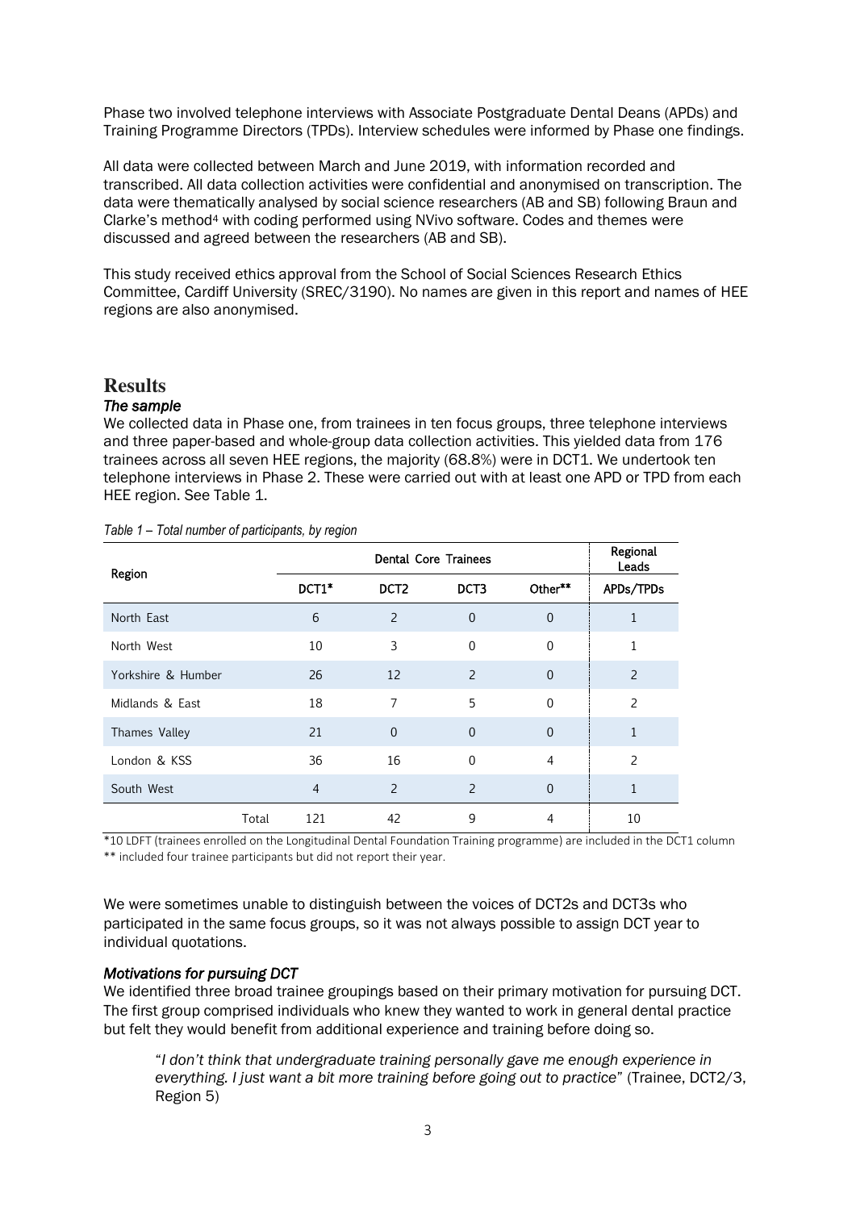Phase two involved telephone interviews with Associate Postgraduate Dental Deans (APDs) and Training Programme Directors (TPDs). Interview schedules were informed by Phase one findings.

All data were collected between March and June 2019, with information recorded and transcribed. All data collection activities were confidential and anonymised on transcription. The data were thematically analysed by social science researchers (AB and SB) following Braun and Clarke's method[4] with coding performed using NVivo software. Codes and themes were discussed and agreed between the researchers (AB and SB).

This study received ethics approval from the School of Social Sciences Research Ethics Committee, Cardiff University (SREC/3190). No names are given in this report and names of HEE regions are also anonymised.

# Results

### *The sample*

We collected data in Phase one, from trainees in ten focus groups, three telephone interviews and three paper-based and whole-group data collection activities. This yielded data from 176 trainees across all seven HEE regions, the majority (68.8%) were in DCT1. We undertook ten telephone interviews in Phase 2. These were carried out with at least one APD or TPD from each HEE region. See Table 1.

*Table 1 – Total number of participants, by region*

| Region | Dental Core Trainees | | | | Regional Leads |
|---|---|---|---|---|---|
| | DCT1* | DCT2 | DCT3 | Other** | APDs/TPDs |
| North East | 6 | 2 | 0 | 0 | 1 |
| North West | 10 | 3 | 0 | 0 | 1 |
| Yorkshire & Humber | 26 | 12 | 2 | 0 | 2 |
| Midlands & East | 18 | 7 | 5 | 0 | 2 |
| Thames Valley | 21 | 0 | 0 | 0 | 1 |
| London & KSS | 36 | 16 | 0 | 4 | 2 |
| South West | 4 | 2 | 2 | 0 | 1 |
| Total | 121 | 42 | 9 | 4 | 10 |

*10 LDFT (trainees enrolled on the Longitudinal Dental Foundation Training programme) are included in the DCT1 column
** included four trainee participants but did not report their year.

We were sometimes unable to distinguish between the voices of DCT2s and DCT3s who participated in the same focus groups, so it was not always possible to assign DCT year to individual quotations.

### *Motivations for pursuing DCT*

We identified three broad trainee groupings based on their primary motivation for pursuing DCT. The first group comprised individuals who knew they wanted to work in general dental practice but felt they would benefit from additional experience and training before doing so.

> "*I don't think that undergraduate training personally gave me enough experience in everything. I just want a bit more training before going out to practice*" (Trainee, DCT2/3, Region 5)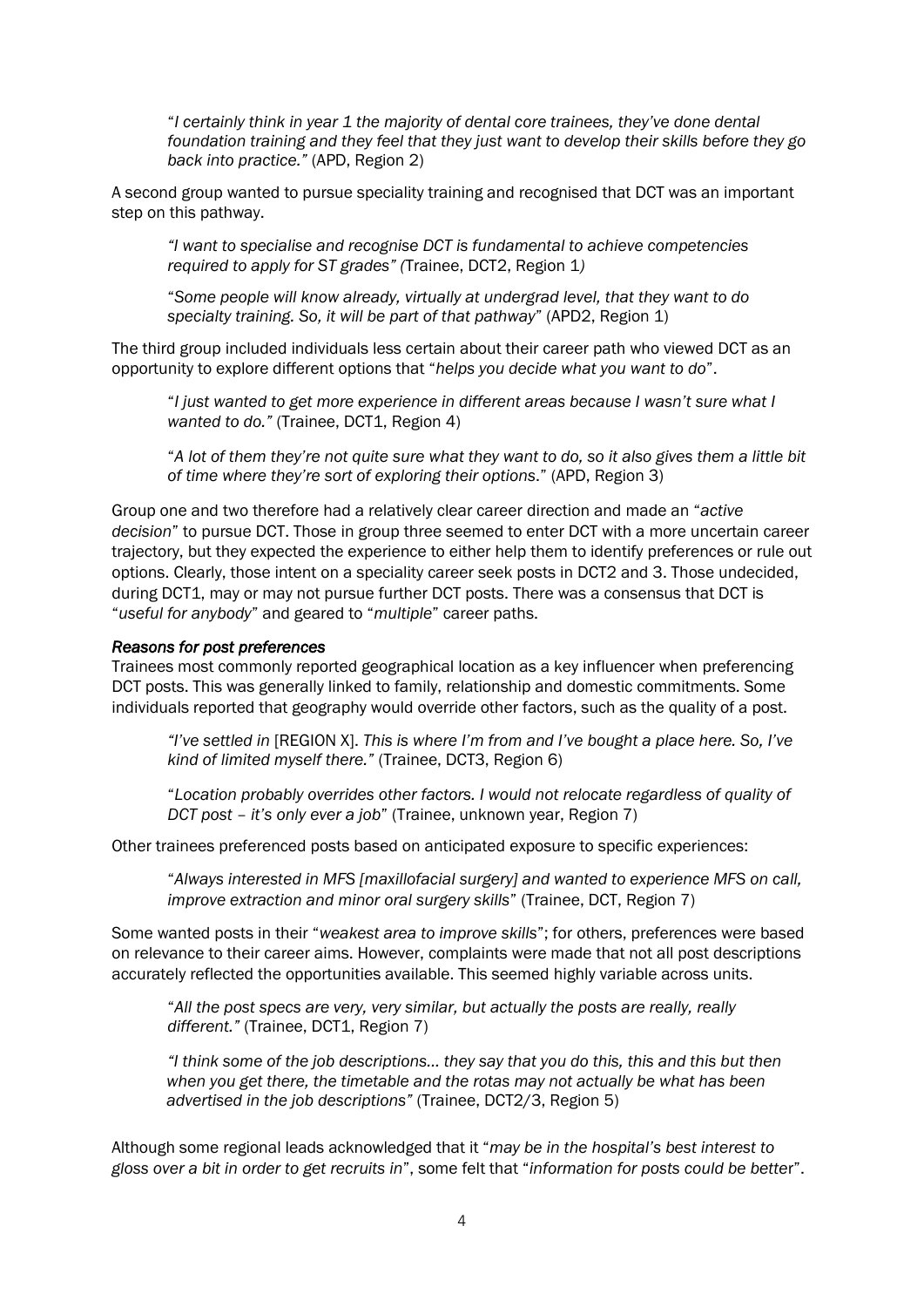> "*I certainly think in year 1 the majority of dental core trainees, they've done dental foundation training and they feel that they just want to develop their skills before they go back into practice."* (APD, Region 2)

A second group wanted to pursue speciality training and recognised that DCT was an important step on this pathway.

> *"I want to specialise and recognise DCT is fundamental to achieve competencies required to apply for ST grades" (*Trainee, DCT2, Region 1*)*

> "*Some people will know already, virtually at undergrad level, that they want to do specialty training. So, it will be part of that pathway*" (APD2, Region 1)

The third group included individuals less certain about their career path who viewed DCT as an opportunity to explore different options that "*helps you decide what you want to do*".

> "*I just wanted to get more experience in different areas because I wasn't sure what I wanted to do."* (Trainee, DCT1, Region 4)

> "*A lot of them they're not quite sure what they want to do, so it also gives them a little bit of time where they're sort of exploring their options*." (APD, Region 3)

Group one and two therefore had a relatively clear career direction and made an "*active decision*" to pursue DCT. Those in group three seemed to enter DCT with a more uncertain career trajectory, but they expected the experience to either help them to identify preferences or rule out options. Clearly, those intent on a speciality career seek posts in DCT2 and 3. Those undecided, during DCT1, may or may not pursue further DCT posts. There was a consensus that DCT is "*useful for anybody*" and geared to "*multiple*" career paths.

#### *Reasons for post preferences*

Trainees most commonly reported geographical location as a key influencer when preferencing DCT posts. This was generally linked to family, relationship and domestic commitments. Some individuals reported that geography would override other factors, such as the quality of a post.

> *"I've settled in* [REGION X]*. This is where I'm from and I've bought a place here. So, I've kind of limited myself there."* (Trainee, DCT3, Region 6)

> "*Location probably overrides other factors. I would not relocate regardless of quality of DCT post – it's only ever a job*" (Trainee, unknown year, Region 7)

Other trainees preferenced posts based on anticipated exposure to specific experiences:

> "*Always interested in MFS [maxillofacial surgery] and wanted to experience MFS on call, improve extraction and minor oral surgery skills*" (Trainee, DCT, Region 7)

Some wanted posts in their "*weakest area to improve skills*"; for others, preferences were based on relevance to their career aims. However, complaints were made that not all post descriptions accurately reflected the opportunities available. This seemed highly variable across units.

> "*All the post specs are very, very similar, but actually the posts are really, really different."* (Trainee, DCT1, Region 7)

> *"I think some of the job descriptions… they say that you do this, this and this but then when you get there, the timetable and the rotas may not actually be what has been advertised in the job descriptions"* (Trainee, DCT2/3, Region 5)

Although some regional leads acknowledged that it "*may be in the hospital's best interest to gloss over a bit in order to get recruits in*", some felt that "*information for posts could be better*".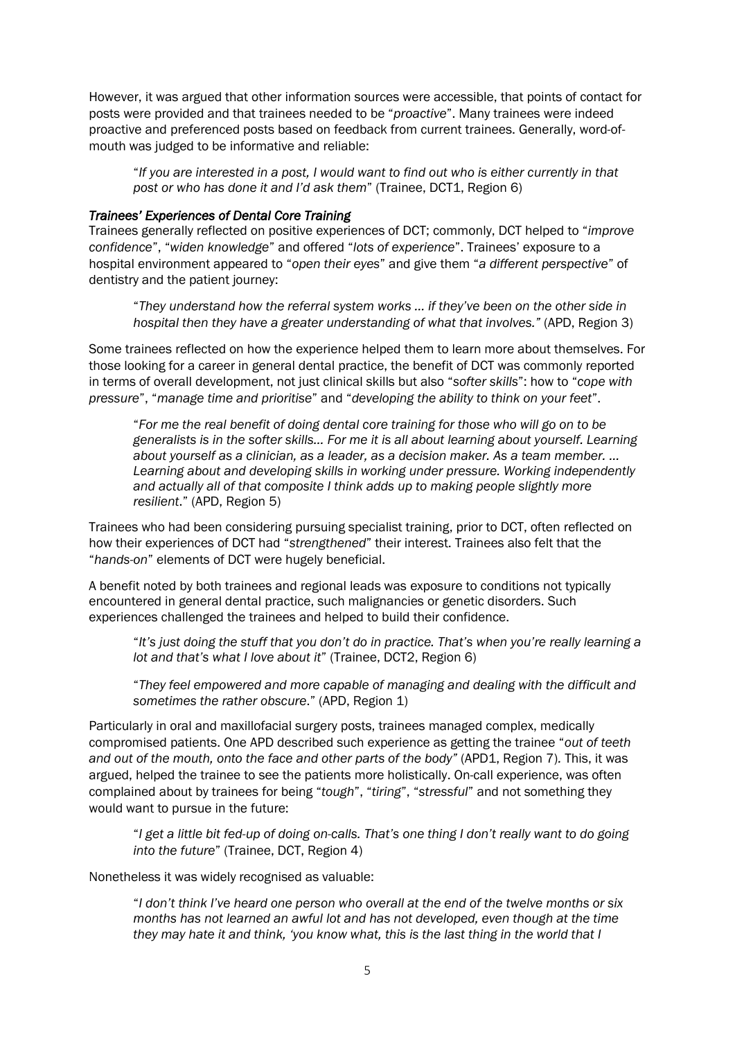However, it was argued that other information sources were accessible, that points of contact for posts were provided and that trainees needed to be "*proactive*". Many trainees were indeed proactive and preferenced posts based on feedback from current trainees. Generally, word-of-mouth was judged to be informative and reliable:

> "*If you are interested in a post, I would want to find out who is either currently in that post or who has done it and I'd ask them*" (Trainee, DCT1, Region 6)

#### *Trainees' Experiences of Dental Core Training*

Trainees generally reflected on positive experiences of DCT; commonly, DCT helped to "*improve confidence*", "*widen knowledge*" and offered "*lots of experience*". Trainees' exposure to a hospital environment appeared to "*open their eyes*" and give them "*a different perspective*" of dentistry and the patient journey:

> "*They understand how the referral system works … if they've been on the other side in hospital then they have a greater understanding of what that involves.*" (APD, Region 3)

Some trainees reflected on how the experience helped them to learn more about themselves. For those looking for a career in general dental practice, the benefit of DCT was commonly reported in terms of overall development, not just clinical skills but also "*softer skills*": how to "*cope with pressure*", "*manage time and prioritise*" and "*developing the ability to think on your feet*".

> "*For me the real benefit of doing dental core training for those who will go on to be generalists is in the softer skills… For me it is all about learning about yourself. Learning about yourself as a clinician, as a leader, as a decision maker. As a team member. … Learning about and developing skills in working under pressure. Working independently and actually all of that composite I think adds up to making people slightly more resilient*." (APD, Region 5)

Trainees who had been considering pursuing specialist training, prior to DCT, often reflected on how their experiences of DCT had "*strengthened*" their interest. Trainees also felt that the "*hands-on*" elements of DCT were hugely beneficial.

A benefit noted by both trainees and regional leads was exposure to conditions not typically encountered in general dental practice, such malignancies or genetic disorders. Such experiences challenged the trainees and helped to build their confidence.

> "*It's just doing the stuff that you don't do in practice. That's when you're really learning a lot and that's what I love about it*" (Trainee, DCT2, Region 6)

> "*They feel empowered and more capable of managing and dealing with the difficult and sometimes the rather obscure*." (APD, Region 1)

Particularly in oral and maxillofacial surgery posts, trainees managed complex, medically compromised patients. One APD described such experience as getting the trainee "*out of teeth and out of the mouth, onto the face and other parts of the body*" (APD1, Region 7). This, it was argued, helped the trainee to see the patients more holistically. On-call experience, was often complained about by trainees for being "*tough*", "*tiring*", "*stressful*" and not something they would want to pursue in the future:

> "*I get a little bit fed-up of doing on-calls. That's one thing I don't really want to do going into the future*" (Trainee, DCT, Region 4)

Nonetheless it was widely recognised as valuable:

> "*I don't think I've heard one person who overall at the end of the twelve months or six months has not learned an awful lot and has not developed, even though at the time they may hate it and think, 'you know what, this is the last thing in the world that I*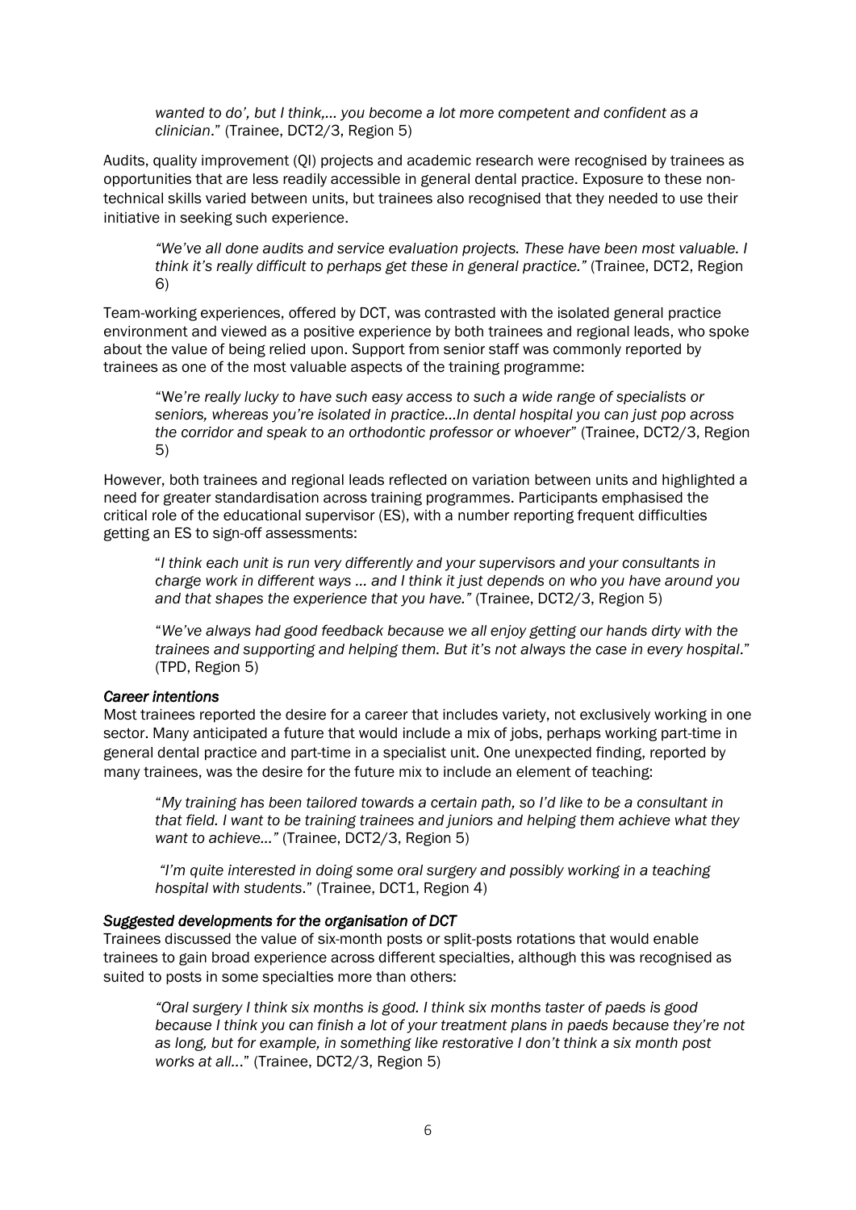*wanted to do', but I think,… you become a lot more competent and confident as a clinician*." (Trainee, DCT2/3, Region 5)

Audits, quality improvement (QI) projects and academic research were recognised by trainees as opportunities that are less readily accessible in general dental practice. Exposure to these non-technical skills varied between units, but trainees also recognised that they needed to use their initiative in seeking such experience.

> *"We've all done audits and service evaluation projects. These have been most valuable. I think it's really difficult to perhaps get these in general practice."* (Trainee, DCT2, Region 6)

Team-working experiences, offered by DCT, was contrasted with the isolated general practice environment and viewed as a positive experience by both trainees and regional leads, who spoke about the value of being relied upon. Support from senior staff was commonly reported by trainees as one of the most valuable aspects of the training programme:

> "W*e're really lucky to have such easy access to such a wide range of specialists or seniors, whereas you're isolated in practice…In dental hospital you can just pop across the corridor and speak to an orthodontic professor or whoever*" (Trainee, DCT2/3, Region 5)

However, both trainees and regional leads reflected on variation between units and highlighted a need for greater standardisation across training programmes. Participants emphasised the critical role of the educational supervisor (ES), with a number reporting frequent difficulties getting an ES to sign-off assessments:

> "*I think each unit is run very differently and your supervisors and your consultants in charge work in different ways … and I think it just depends on who you have around you and that shapes the experience that you have."* (Trainee, DCT2/3, Region 5)

> "*We've always had good feedback because we all enjoy getting our hands dirty with the trainees and supporting and helping them. But it's not always the case in every hospital*." (TPD, Region 5)

***Career intentions***

Most trainees reported the desire for a career that includes variety, not exclusively working in one sector. Many anticipated a future that would include a mix of jobs, perhaps working part-time in general dental practice and part-time in a specialist unit. One unexpected finding, reported by many trainees, was the desire for the future mix to include an element of teaching:

> "*My training has been tailored towards a certain path, so I'd like to be a consultant in that field. I want to be training trainees and juniors and helping them achieve what they want to achieve…"* (Trainee, DCT2/3, Region 5)

> *"I'm quite interested in doing some oral surgery and possibly working in a teaching hospital with students*." (Trainee, DCT1, Region 4)

***Suggested developments for the organisation of DCT***

Trainees discussed the value of six-month posts or split-posts rotations that would enable trainees to gain broad experience across different specialties, although this was recognised as suited to posts in some specialties more than others:

> *"Oral surgery I think six months is good. I think six months taster of paeds is good because I think you can finish a lot of your treatment plans in paeds because they're not as long, but for example, in something like restorative I don't think a six month post works at all…*" (Trainee, DCT2/3, Region 5)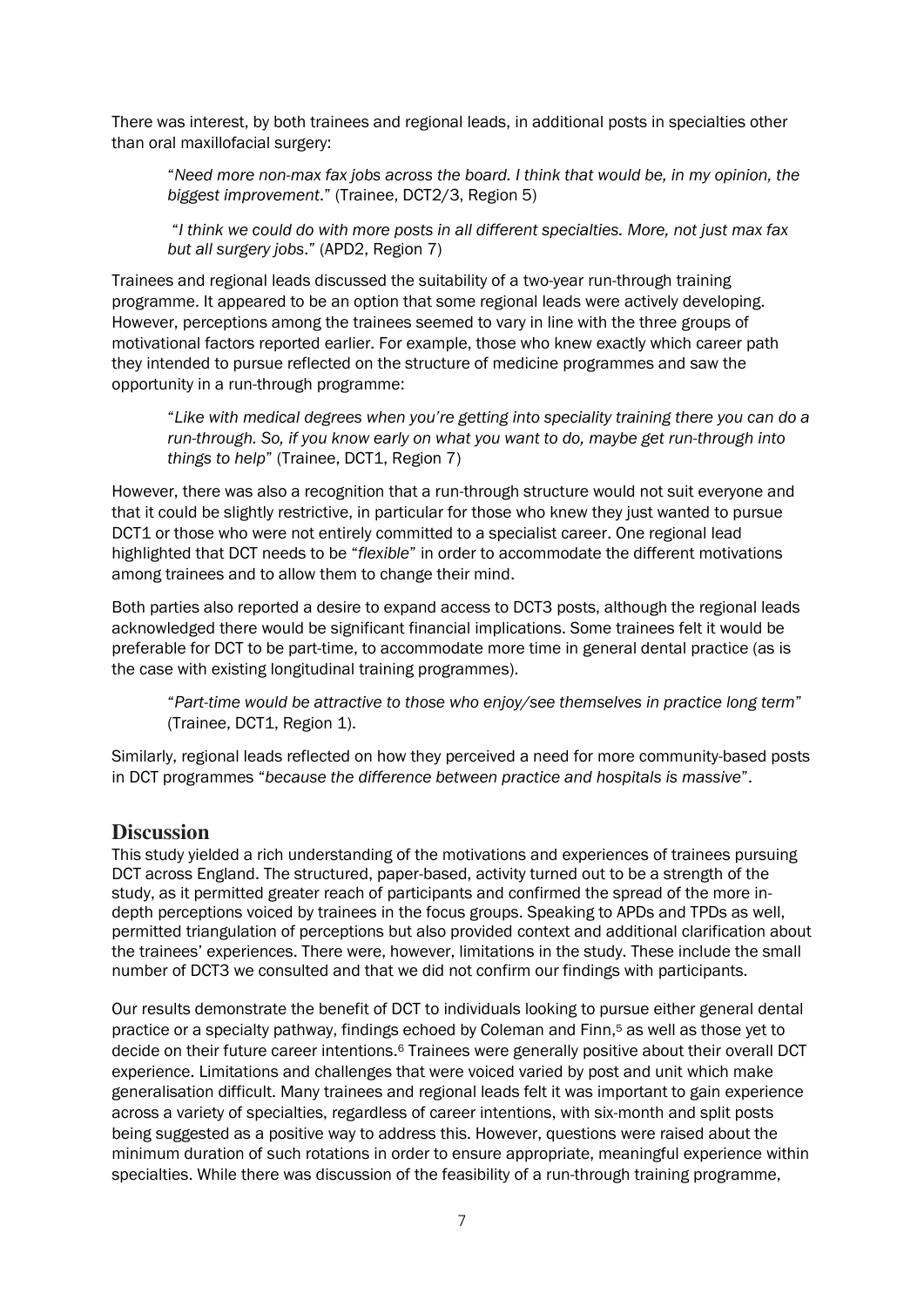There was interest, by both trainees and regional leads, in additional posts in specialties other than oral maxillofacial surgery:

> "*Need more non-max fax jobs across the board. I think that would be, in my opinion, the biggest improvement.*" (Trainee, DCT2/3, Region 5)

> "*I think we could do with more posts in all different specialties. More, not just max fax but all surgery jobs*." (APD2, Region 7)

Trainees and regional leads discussed the suitability of a two-year run-through training programme. It appeared to be an option that some regional leads were actively developing. However, perceptions among the trainees seemed to vary in line with the three groups of motivational factors reported earlier. For example, those who knew exactly which career path they intended to pursue reflected on the structure of medicine programmes and saw the opportunity in a run-through programme:

> "*Like with medical degrees when you're getting into speciality training there you can do a run-through. So, if you know early on what you want to do, maybe get run-through into things to help*" (Trainee, DCT1, Region 7)

However, there was also a recognition that a run-through structure would not suit everyone and that it could be slightly restrictive, in particular for those who knew they just wanted to pursue DCT1 or those who were not entirely committed to a specialist career. One regional lead highlighted that DCT needs to be "*flexible*" in order to accommodate the different motivations among trainees and to allow them to change their mind.

Both parties also reported a desire to expand access to DCT3 posts, although the regional leads acknowledged there would be significant financial implications. Some trainees felt it would be preferable for DCT to be part-time, to accommodate more time in general dental practice (as is the case with existing longitudinal training programmes).

> "*Part-time would be attractive to those who enjoy/see themselves in practice long term*" (Trainee, DCT1, Region 1).

Similarly, regional leads reflected on how they perceived a need for more community-based posts in DCT programmes "*because the difference between practice and hospitals is massive*".

## Discussion

This study yielded a rich understanding of the motivations and experiences of trainees pursuing DCT across England. The structured, paper-based, activity turned out to be a strength of the study, as it permitted greater reach of participants and confirmed the spread of the more in-depth perceptions voiced by trainees in the focus groups. Speaking to APDs and TPDs as well, permitted triangulation of perceptions but also provided context and additional clarification about the trainees' experiences. There were, however, limitations in the study. These include the small number of DCT3 we consulted and that we did not confirm our findings with participants.

Our results demonstrate the benefit of DCT to individuals looking to pursue either general dental practice or a specialty pathway, findings echoed by Coleman and Finn,[5] as well as those yet to decide on their future career intentions.[6] Trainees were generally positive about their overall DCT experience. Limitations and challenges that were voiced varied by post and unit which make generalisation difficult. Many trainees and regional leads felt it was important to gain experience across a variety of specialties, regardless of career intentions, with six-month and split posts being suggested as a positive way to address this. However, questions were raised about the minimum duration of such rotations in order to ensure appropriate, meaningful experience within specialties. While there was discussion of the feasibility of a run-through training programme,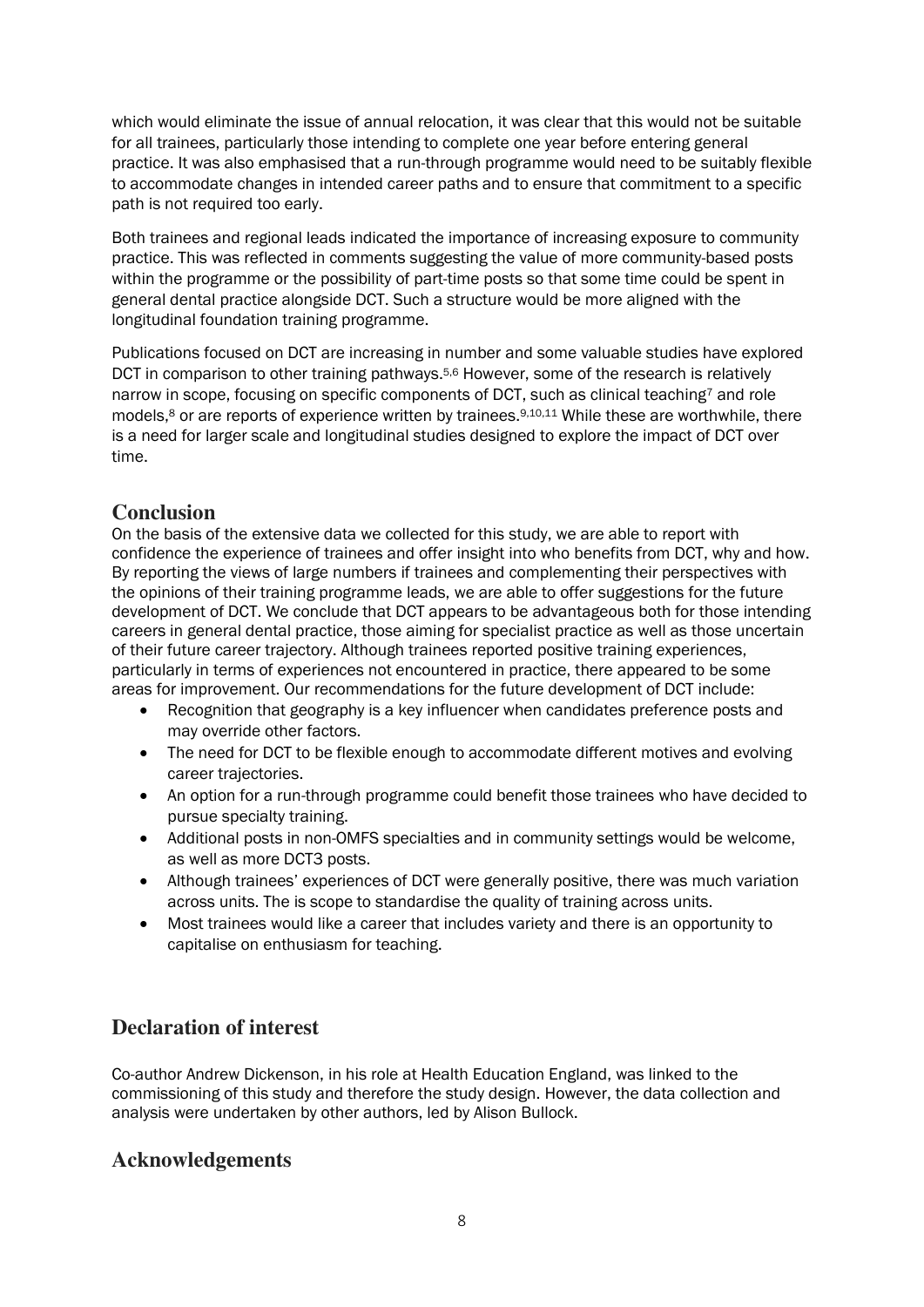which would eliminate the issue of annual relocation, it was clear that this would not be suitable for all trainees, particularly those intending to complete one year before entering general practice. It was also emphasised that a run-through programme would need to be suitably flexible to accommodate changes in intended career paths and to ensure that commitment to a specific path is not required too early.

Both trainees and regional leads indicated the importance of increasing exposure to community practice. This was reflected in comments suggesting the value of more community-based posts within the programme or the possibility of part-time posts so that some time could be spent in general dental practice alongside DCT. Such a structure would be more aligned with the longitudinal foundation training programme.

Publications focused on DCT are increasing in number and some valuable studies have explored DCT in comparison to other training pathways.[5,6] However, some of the research is relatively narrow in scope, focusing on specific components of DCT, such as clinical teaching[7] and role models,[8] or are reports of experience written by trainees.[9,10,11] While these are worthwhile, there is a need for larger scale and longitudinal studies designed to explore the impact of DCT over time.

## Conclusion

On the basis of the extensive data we collected for this study, we are able to report with confidence the experience of trainees and offer insight into who benefits from DCT, why and how. By reporting the views of large numbers if trainees and complementing their perspectives with the opinions of their training programme leads, we are able to offer suggestions for the future development of DCT. We conclude that DCT appears to be advantageous both for those intending careers in general dental practice, those aiming for specialist practice as well as those uncertain of their future career trajectory. Although trainees reported positive training experiences, particularly in terms of experiences not encountered in practice, there appeared to be some areas for improvement. Our recommendations for the future development of DCT include:

- Recognition that geography is a key influencer when candidates preference posts and may override other factors.
- The need for DCT to be flexible enough to accommodate different motives and evolving career trajectories.
- An option for a run-through programme could benefit those trainees who have decided to pursue specialty training.
- Additional posts in non-OMFS specialties and in community settings would be welcome, as well as more DCT3 posts.
- Although trainees' experiences of DCT were generally positive, there was much variation across units. The is scope to standardise the quality of training across units.
- Most trainees would like a career that includes variety and there is an opportunity to capitalise on enthusiasm for teaching.

## Declaration of interest

Co-author Andrew Dickenson, in his role at Health Education England, was linked to the commissioning of this study and therefore the study design. However, the data collection and analysis were undertaken by other authors, led by Alison Bullock.

## Acknowledgements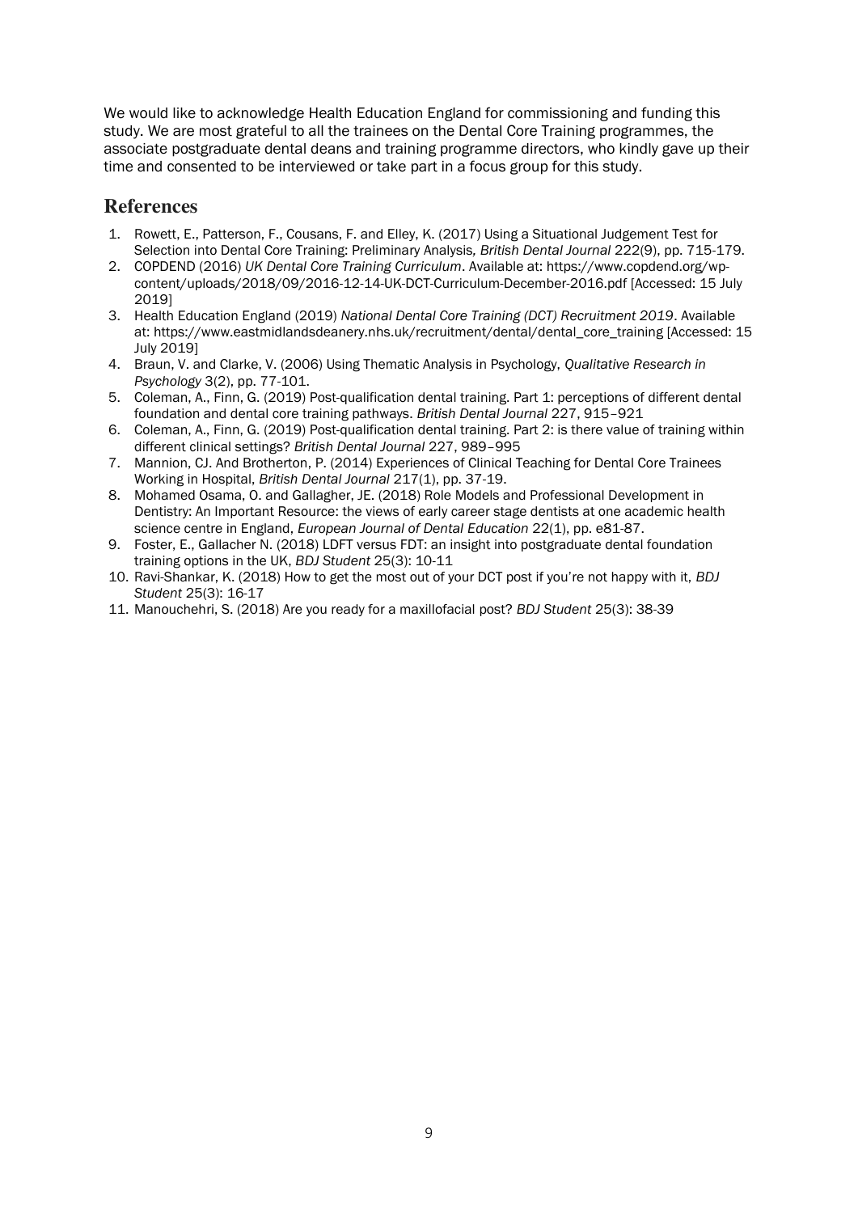We would like to acknowledge Health Education England for commissioning and funding this study. We are most grateful to all the trainees on the Dental Core Training programmes, the associate postgraduate dental deans and training programme directors, who kindly gave up their time and consented to be interviewed or take part in a focus group for this study.

## References

1. Rowett, E., Patterson, F., Cousans, F. and Elley, K. (2017) Using a Situational Judgement Test for Selection into Dental Core Training: Preliminary Analysis, *British Dental Journal* 222(9), pp. 715-179.
2. COPDEND (2016) *UK Dental Core Training Curriculum*. Available at: https://www.copdend.org/wp-content/uploads/2018/09/2016-12-14-UK-DCT-Curriculum-December-2016.pdf [Accessed: 15 July 2019]
3. Health Education England (2019) *National Dental Core Training (DCT) Recruitment 2019*. Available at: https://www.eastmidlandsdeanery.nhs.uk/recruitment/dental/dental_core_training [Accessed: 15 July 2019]
4. Braun, V. and Clarke, V. (2006) Using Thematic Analysis in Psychology, *Qualitative Research in Psychology* 3(2), pp. 77-101.
5. Coleman, A., Finn, G. (2019) Post-qualification dental training. Part 1: perceptions of different dental foundation and dental core training pathways. *British Dental Journal* 227, 915–921
6. Coleman, A., Finn, G. (2019) Post-qualification dental training. Part 2: is there value of training within different clinical settings? *British Dental Journal* 227, 989–995
7. Mannion, CJ. And Brotherton, P. (2014) Experiences of Clinical Teaching for Dental Core Trainees Working in Hospital, *British Dental Journal* 217(1), pp. 37-19.
8. Mohamed Osama, O. and Gallagher, JE. (2018) Role Models and Professional Development in Dentistry: An Important Resource: the views of early career stage dentists at one academic health science centre in England, *European Journal of Dental Education* 22(1), pp. e81-87.
9. Foster, E., Gallacher N. (2018) LDFT versus FDT: an insight into postgraduate dental foundation training options in the UK, *BDJ Student* 25(3): 10-11
10. Ravi-Shankar, K. (2018) How to get the most out of your DCT post if you're not happy with it, *BDJ Student* 25(3): 16-17
11. Manouchehri, S. (2018) Are you ready for a maxillofacial post? *BDJ Student* 25(3): 38-39